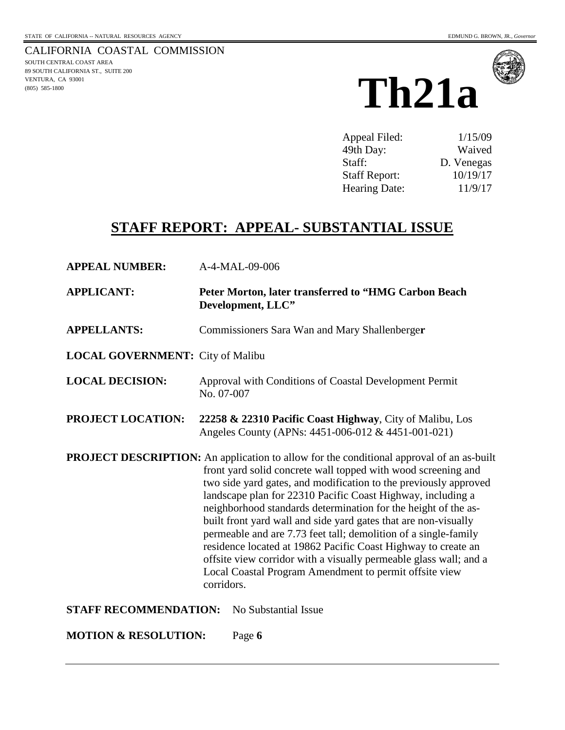STATE OF CALIFORNIA -- NATURAL RESOURCES AGENCY

EDMUND G. BROWN, JR., *Governor*

CALIFORNIA COASTAL COMMISSION
SOUTH CENTRAL COAST AREA
89 SOUTH CALIFORNIA ST., SUITE 200
VENTURA, CA 93001
(805) 585-1800

# Th21a

| | |
|---|---|
| Appeal Filed: | 1/15/09 |
| 49th Day: | Waived |
| Staff: | D. Venegas |
| Staff Report: | 10/19/17 |
| Hearing Date: | 11/9/17 |

## STAFF REPORT: APPEAL- SUBSTANTIAL ISSUE

**APPEAL NUMBER:** A-4-MAL-09-006

**APPLICANT:** **Peter Morton, later transferred to "HMG Carbon Beach Development, LLC"**

**APPELLANTS:** Commissioners Sara Wan and Mary Shallenberger

**LOCAL GOVERNMENT:** City of Malibu

**LOCAL DECISION:** Approval with Conditions of Coastal Development Permit No. 07-007

**PROJECT LOCATION:** **22258 & 22310 Pacific Coast Highway**, City of Malibu, Los Angeles County (APNs: 4451-006-012 & 4451-001-021)

**PROJECT DESCRIPTION:** An application to allow for the conditional approval of an as-built front yard solid concrete wall topped with wood screening and two side yard gates, and modification to the previously approved landscape plan for 22310 Pacific Coast Highway, including a neighborhood standards determination for the height of the as-built front yard wall and side yard gates that are non-visually permeable and are 7.73 feet tall; demolition of a single-family residence located at 19862 Pacific Coast Highway to create an offsite view corridor with a visually permeable glass wall; and a Local Coastal Program Amendment to permit offsite view corridors.

**STAFF RECOMMENDATION:** No Substantial Issue

**MOTION & RESOLUTION:** Page **6**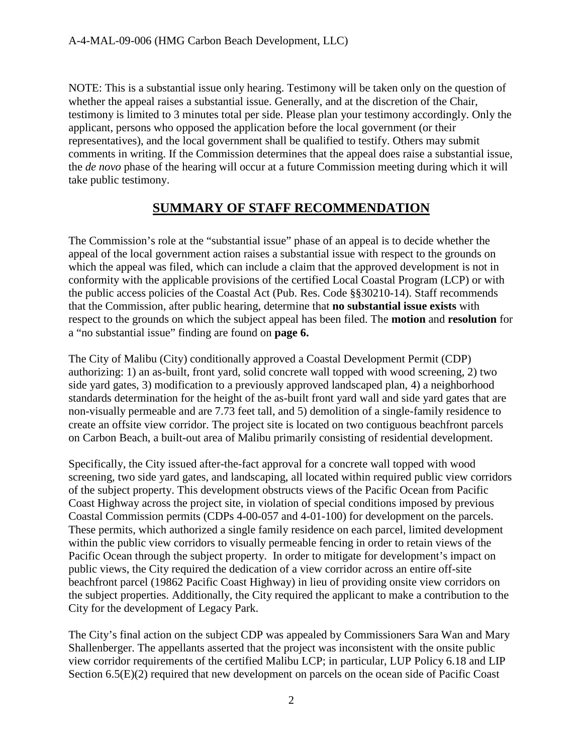NOTE: This is a substantial issue only hearing. Testimony will be taken only on the question of whether the appeal raises a substantial issue. Generally, and at the discretion of the Chair, testimony is limited to 3 minutes total per side. Please plan your testimony accordingly. Only the applicant, persons who opposed the application before the local government (or their representatives), and the local government shall be qualified to testify. Others may submit comments in writing. If the Commission determines that the appeal does raise a substantial issue, the *de novo* phase of the hearing will occur at a future Commission meeting during which it will take public testimony.

## SUMMARY OF STAFF RECOMMENDATION

The Commission's role at the "substantial issue" phase of an appeal is to decide whether the appeal of the local government action raises a substantial issue with respect to the grounds on which the appeal was filed, which can include a claim that the approved development is not in conformity with the applicable provisions of the certified Local Coastal Program (LCP) or with the public access policies of the Coastal Act (Pub. Res. Code §§30210-14). Staff recommends that the Commission, after public hearing, determine that **no substantial issue exists** with respect to the grounds on which the subject appeal has been filed. The **motion** and **resolution** for a "no substantial issue" finding are found on **page 6.**

The City of Malibu (City) conditionally approved a Coastal Development Permit (CDP) authorizing: 1) an as-built, front yard, solid concrete wall topped with wood screening, 2) two side yard gates, 3) modification to a previously approved landscaped plan, 4) a neighborhood standards determination for the height of the as-built front yard wall and side yard gates that are non-visually permeable and are 7.73 feet tall, and 5) demolition of a single-family residence to create an offsite view corridor. The project site is located on two contiguous beachfront parcels on Carbon Beach, a built-out area of Malibu primarily consisting of residential development.

Specifically, the City issued after-the-fact approval for a concrete wall topped with wood screening, two side yard gates, and landscaping, all located within required public view corridors of the subject property. This development obstructs views of the Pacific Ocean from Pacific Coast Highway across the project site, in violation of special conditions imposed by previous Coastal Commission permits (CDPs 4-00-057 and 4-01-100) for development on the parcels. These permits, which authorized a single family residence on each parcel, limited development within the public view corridors to visually permeable fencing in order to retain views of the Pacific Ocean through the subject property. In order to mitigate for development's impact on public views, the City required the dedication of a view corridor across an entire off-site beachfront parcel (19862 Pacific Coast Highway) in lieu of providing onsite view corridors on the subject properties. Additionally, the City required the applicant to make a contribution to the City for the development of Legacy Park.

The City's final action on the subject CDP was appealed by Commissioners Sara Wan and Mary Shallenberger. The appellants asserted that the project was inconsistent with the onsite public view corridor requirements of the certified Malibu LCP; in particular, LUP Policy 6.18 and LIP Section 6.5(E)(2) required that new development on parcels on the ocean side of Pacific Coast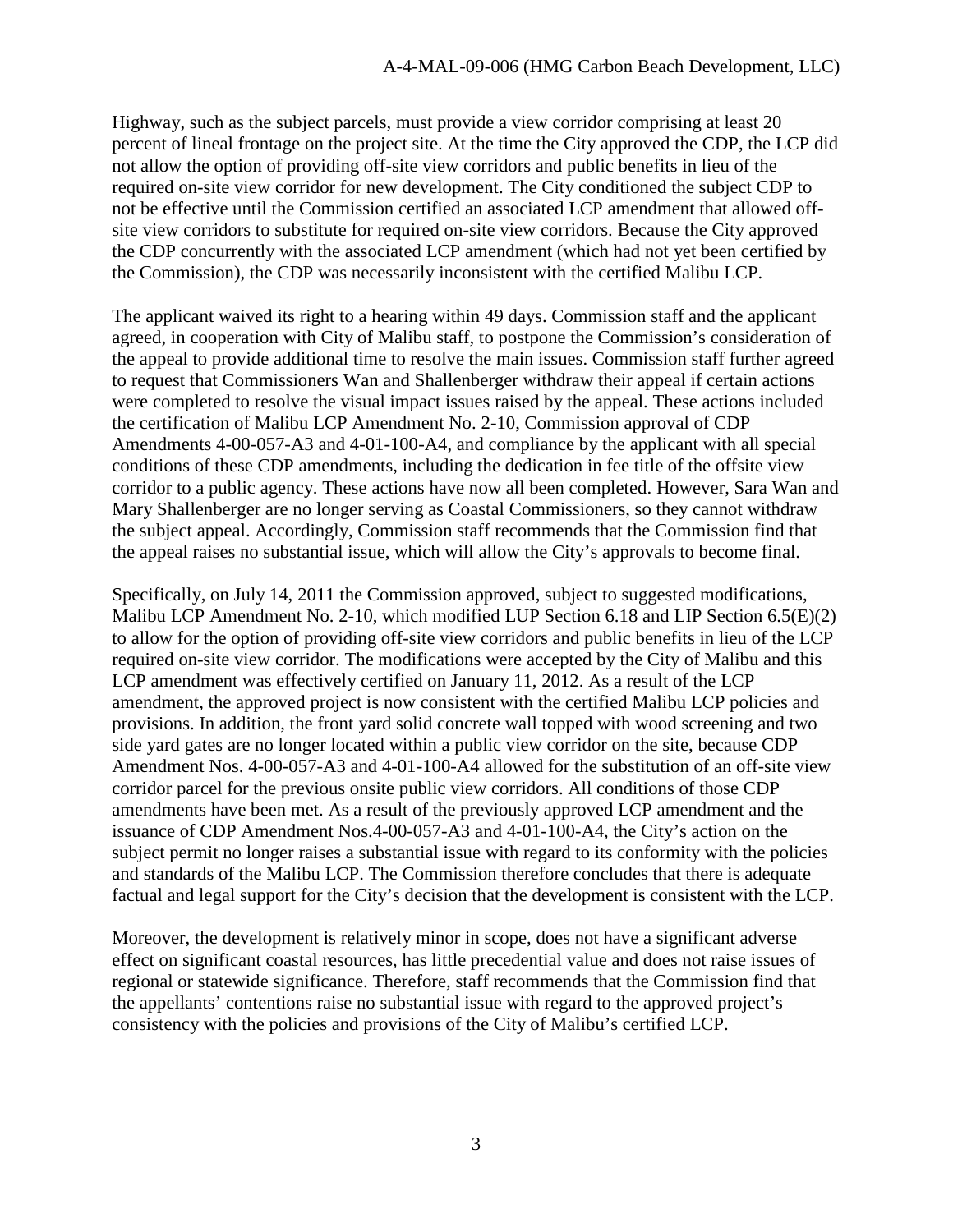Highway, such as the subject parcels, must provide a view corridor comprising at least 20 percent of lineal frontage on the project site. At the time the City approved the CDP, the LCP did not allow the option of providing off-site view corridors and public benefits in lieu of the required on-site view corridor for new development. The City conditioned the subject CDP to not be effective until the Commission certified an associated LCP amendment that allowed off-site view corridors to substitute for required on-site view corridors. Because the City approved the CDP concurrently with the associated LCP amendment (which had not yet been certified by the Commission), the CDP was necessarily inconsistent with the certified Malibu LCP.

The applicant waived its right to a hearing within 49 days. Commission staff and the applicant agreed, in cooperation with City of Malibu staff, to postpone the Commission's consideration of the appeal to provide additional time to resolve the main issues. Commission staff further agreed to request that Commissioners Wan and Shallenberger withdraw their appeal if certain actions were completed to resolve the visual impact issues raised by the appeal. These actions included the certification of Malibu LCP Amendment No. 2-10, Commission approval of CDP Amendments 4-00-057-A3 and 4-01-100-A4, and compliance by the applicant with all special conditions of these CDP amendments, including the dedication in fee title of the offsite view corridor to a public agency. These actions have now all been completed. However, Sara Wan and Mary Shallenberger are no longer serving as Coastal Commissioners, so they cannot withdraw the subject appeal. Accordingly, Commission staff recommends that the Commission find that the appeal raises no substantial issue, which will allow the City's approvals to become final.

Specifically, on July 14, 2011 the Commission approved, subject to suggested modifications, Malibu LCP Amendment No. 2-10, which modified LUP Section 6.18 and LIP Section 6.5(E)(2) to allow for the option of providing off-site view corridors and public benefits in lieu of the LCP required on-site view corridor. The modifications were accepted by the City of Malibu and this LCP amendment was effectively certified on January 11, 2012. As a result of the LCP amendment, the approved project is now consistent with the certified Malibu LCP policies and provisions. In addition, the front yard solid concrete wall topped with wood screening and two side yard gates are no longer located within a public view corridor on the site, because CDP Amendment Nos. 4-00-057-A3 and 4-01-100-A4 allowed for the substitution of an off-site view corridor parcel for the previous onsite public view corridors. All conditions of those CDP amendments have been met. As a result of the previously approved LCP amendment and the issuance of CDP Amendment Nos.4-00-057-A3 and 4-01-100-A4, the City's action on the subject permit no longer raises a substantial issue with regard to its conformity with the policies and standards of the Malibu LCP. The Commission therefore concludes that there is adequate factual and legal support for the City's decision that the development is consistent with the LCP.

Moreover, the development is relatively minor in scope, does not have a significant adverse effect on significant coastal resources, has little precedential value and does not raise issues of regional or statewide significance. Therefore, staff recommends that the Commission find that the appellants' contentions raise no substantial issue with regard to the approved project's consistency with the policies and provisions of the City of Malibu's certified LCP.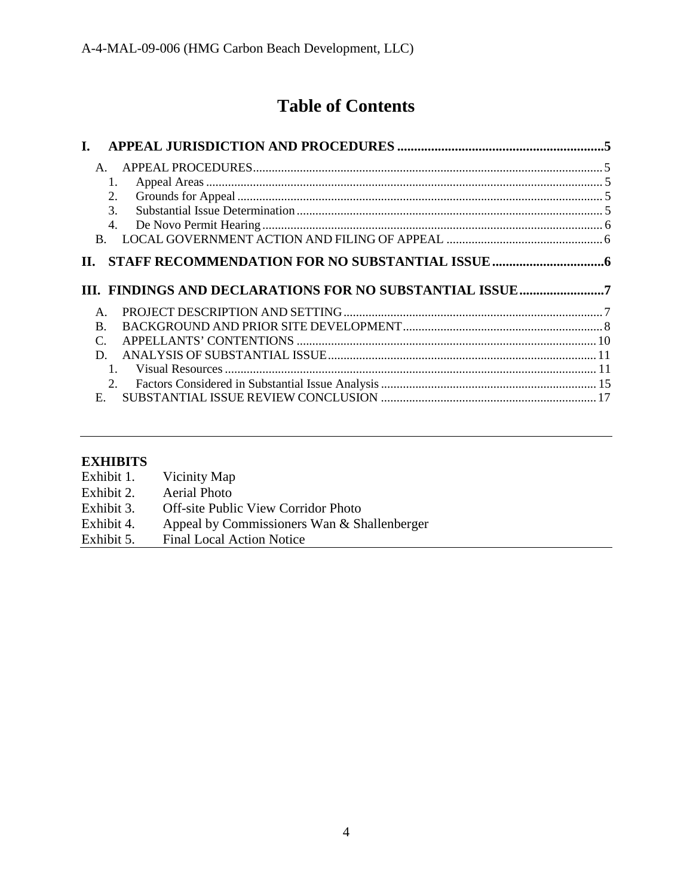# Table of Contents

**I. APPEAL JURISDICTION AND PROCEDURES .....5**

- A. APPEAL PROCEDURES .....5
  - 1. Appeal Areas .....5
  - 2. Grounds for Appeal .....5
  - 3. Substantial Issue Determination .....5
  - 4. De Novo Permit Hearing .....6
- B. LOCAL GOVERNMENT ACTION AND FILING OF APPEAL .....6

**II. STAFF RECOMMENDATION FOR NO SUBSTANTIAL ISSUE .....6**

**III. FINDINGS AND DECLARATIONS FOR NO SUBSTANTIAL ISSUE .....7**

- A. PROJECT DESCRIPTION AND SETTING .....7
- B. BACKGROUND AND PRIOR SITE DEVELOPMENT .....8
- C. APPELLANTS' CONTENTIONS .....10
- D. ANALYSIS OF SUBSTANTIAL ISSUE .....11
  - 1. Visual Resources .....11
  - 2. Factors Considered in Substantial Issue Analysis .....15
- E. SUBSTANTIAL ISSUE REVIEW CONCLUSION .....17

---

**EXHIBITS**

| | |
|---|---|
| Exhibit 1. | Vicinity Map |
| Exhibit 2. | Aerial Photo |
| Exhibit 3. | Off-site Public View Corridor Photo |
| Exhibit 4. | Appeal by Commissioners Wan & Shallenberger |
| Exhibit 5. | Final Local Action Notice |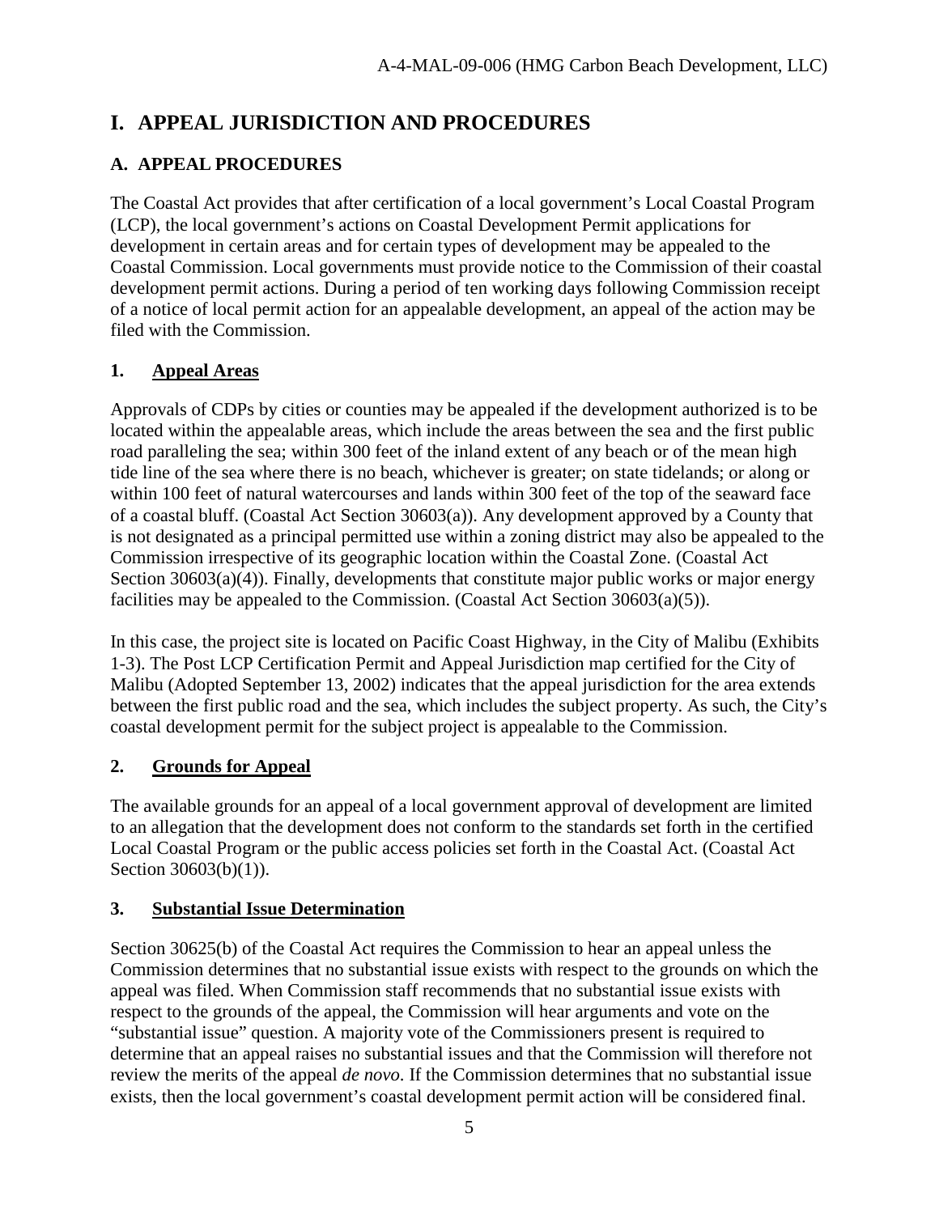# I. APPEAL JURISDICTION AND PROCEDURES

## A. APPEAL PROCEDURES

The Coastal Act provides that after certification of a local government's Local Coastal Program (LCP), the local government's actions on Coastal Development Permit applications for development in certain areas and for certain types of development may be appealed to the Coastal Commission. Local governments must provide notice to the Commission of their coastal development permit actions. During a period of ten working days following Commission receipt of a notice of local permit action for an appealable development, an appeal of the action may be filed with the Commission.

### 1. Appeal Areas

Approvals of CDPs by cities or counties may be appealed if the development authorized is to be located within the appealable areas, which include the areas between the sea and the first public road paralleling the sea; within 300 feet of the inland extent of any beach or of the mean high tide line of the sea where there is no beach, whichever is greater; on state tidelands; or along or within 100 feet of natural watercourses and lands within 300 feet of the top of the seaward face of a coastal bluff. (Coastal Act Section 30603(a)). Any development approved by a County that is not designated as a principal permitted use within a zoning district may also be appealed to the Commission irrespective of its geographic location within the Coastal Zone. (Coastal Act Section 30603(a)(4)). Finally, developments that constitute major public works or major energy facilities may be appealed to the Commission. (Coastal Act Section 30603(a)(5)).

In this case, the project site is located on Pacific Coast Highway, in the City of Malibu (Exhibits 1-3). The Post LCP Certification Permit and Appeal Jurisdiction map certified for the City of Malibu (Adopted September 13, 2002) indicates that the appeal jurisdiction for the area extends between the first public road and the sea, which includes the subject property. As such, the City's coastal development permit for the subject project is appealable to the Commission.

### 2. Grounds for Appeal

The available grounds for an appeal of a local government approval of development are limited to an allegation that the development does not conform to the standards set forth in the certified Local Coastal Program or the public access policies set forth in the Coastal Act. (Coastal Act Section 30603(b)(1)).

### 3. Substantial Issue Determination

Section 30625(b) of the Coastal Act requires the Commission to hear an appeal unless the Commission determines that no substantial issue exists with respect to the grounds on which the appeal was filed. When Commission staff recommends that no substantial issue exists with respect to the grounds of the appeal, the Commission will hear arguments and vote on the "substantial issue" question. A majority vote of the Commissioners present is required to determine that an appeal raises no substantial issues and that the Commission will therefore not review the merits of the appeal *de novo*. If the Commission determines that no substantial issue exists, then the local government's coastal development permit action will be considered final.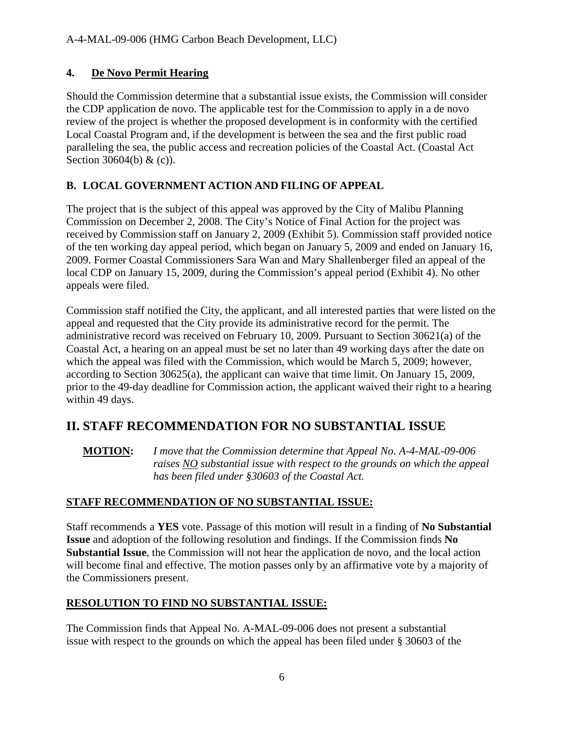### 4. De Novo Permit Hearing

Should the Commission determine that a substantial issue exists, the Commission will consider the CDP application de novo. The applicable test for the Commission to apply in a de novo review of the project is whether the proposed development is in conformity with the certified Local Coastal Program and, if the development is between the sea and the first public road paralleling the sea, the public access and recreation policies of the Coastal Act. (Coastal Act Section 30604(b) & (c)).

## B. LOCAL GOVERNMENT ACTION AND FILING OF APPEAL

The project that is the subject of this appeal was approved by the City of Malibu Planning Commission on December 2, 2008. The City's Notice of Final Action for the project was received by Commission staff on January 2, 2009 (Exhibit 5). Commission staff provided notice of the ten working day appeal period, which began on January 5, 2009 and ended on January 16, 2009. Former Coastal Commissioners Sara Wan and Mary Shallenberger filed an appeal of the local CDP on January 15, 2009, during the Commission's appeal period (Exhibit 4). No other appeals were filed.

Commission staff notified the City, the applicant, and all interested parties that were listed on the appeal and requested that the City provide its administrative record for the permit. The administrative record was received on February 10, 2009. Pursuant to Section 30621(a) of the Coastal Act, a hearing on an appeal must be set no later than 49 working days after the date on which the appeal was filed with the Commission, which would be March 5, 2009; however, according to Section 30625(a), the applicant can waive that time limit. On January 15, 2009, prior to the 49-day deadline for Commission action, the applicant waived their right to a hearing within 49 days.

# II. STAFF RECOMMENDATION FOR NO SUBSTANTIAL ISSUE

**MOTION:** *I move that the Commission determine that Appeal No. A-4-MAL-09-006 raises NO substantial issue with respect to the grounds on which the appeal has been filed under §30603 of the Coastal Act.*

### STAFF RECOMMENDATION OF NO SUBSTANTIAL ISSUE:

Staff recommends a **YES** vote. Passage of this motion will result in a finding of **No Substantial Issue** and adoption of the following resolution and findings. If the Commission finds **No Substantial Issue**, the Commission will not hear the application de novo, and the local action will become final and effective. The motion passes only by an affirmative vote by a majority of the Commissioners present.

### RESOLUTION TO FIND NO SUBSTANTIAL ISSUE:

The Commission finds that Appeal No. A-MAL-09-006 does not present a substantial issue with respect to the grounds on which the appeal has been filed under § 30603 of the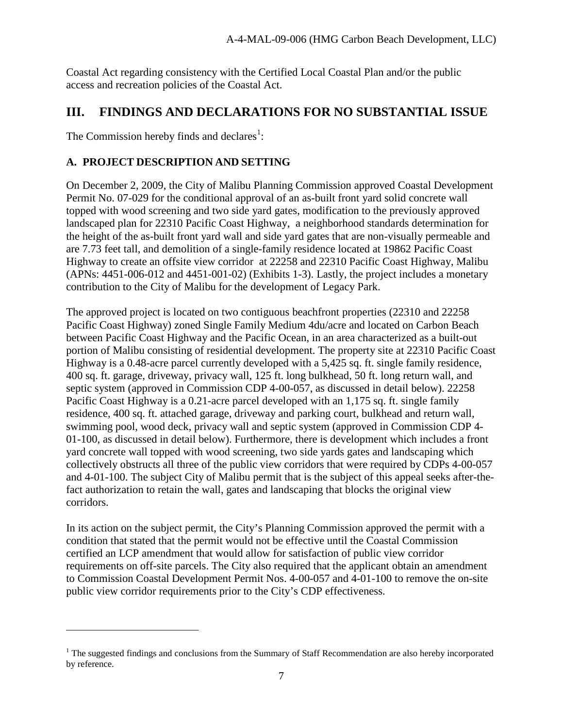Coastal Act regarding consistency with the Certified Local Coastal Plan and/or the public access and recreation policies of the Coastal Act.

# III. FINDINGS AND DECLARATIONS FOR NO SUBSTANTIAL ISSUE

The Commission hereby finds and declares[1]:

## A. PROJECT DESCRIPTION AND SETTING

On December 2, 2009, the City of Malibu Planning Commission approved Coastal Development Permit No. 07-029 for the conditional approval of an as-built front yard solid concrete wall topped with wood screening and two side yard gates, modification to the previously approved landscaped plan for 22310 Pacific Coast Highway, a neighborhood standards determination for the height of the as-built front yard wall and side yard gates that are non-visually permeable and are 7.73 feet tall, and demolition of a single-family residence located at 19862 Pacific Coast Highway to create an offsite view corridor at 22258 and 22310 Pacific Coast Highway, Malibu (APNs: 4451-006-012 and 4451-001-02) (Exhibits 1-3). Lastly, the project includes a monetary contribution to the City of Malibu for the development of Legacy Park.

The approved project is located on two contiguous beachfront properties (22310 and 22258 Pacific Coast Highway) zoned Single Family Medium 4du/acre and located on Carbon Beach between Pacific Coast Highway and the Pacific Ocean, in an area characterized as a built-out portion of Malibu consisting of residential development. The property site at 22310 Pacific Coast Highway is a 0.48-acre parcel currently developed with a 5,425 sq. ft. single family residence, 400 sq. ft. garage, driveway, privacy wall, 125 ft. long bulkhead, 50 ft. long return wall, and septic system (approved in Commission CDP 4-00-057, as discussed in detail below). 22258 Pacific Coast Highway is a 0.21-acre parcel developed with an 1,175 sq. ft. single family residence, 400 sq. ft. attached garage, driveway and parking court, bulkhead and return wall, swimming pool, wood deck, privacy wall and septic system (approved in Commission CDP 4-01-100, as discussed in detail below). Furthermore, there is development which includes a front yard concrete wall topped with wood screening, two side yards gates and landscaping which collectively obstructs all three of the public view corridors that were required by CDPs 4-00-057 and 4-01-100. The subject City of Malibu permit that is the subject of this appeal seeks after-the-fact authorization to retain the wall, gates and landscaping that blocks the original view corridors.

In its action on the subject permit, the City's Planning Commission approved the permit with a condition that stated that the permit would not be effective until the Coastal Commission certified an LCP amendment that would allow for satisfaction of public view corridor requirements on off-site parcels. The City also required that the applicant obtain an amendment to Commission Coastal Development Permit Nos. 4-00-057 and 4-01-100 to remove the on-site public view corridor requirements prior to the City's CDP effectiveness.

---

[1] The suggested findings and conclusions from the Summary of Staff Recommendation are also hereby incorporated by reference.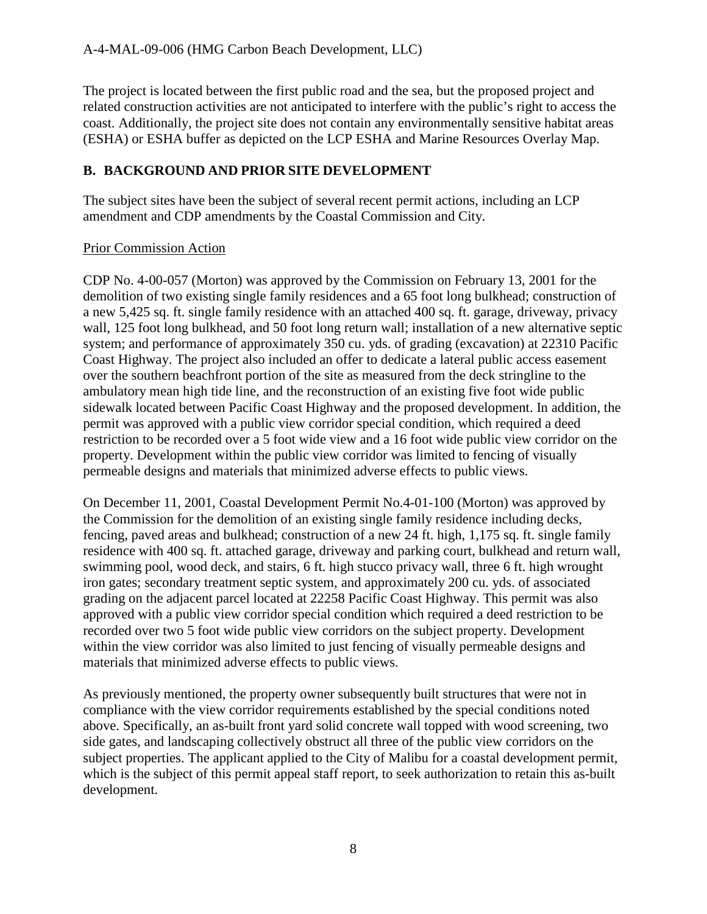The project is located between the first public road and the sea, but the proposed project and related construction activities are not anticipated to interfere with the public's right to access the coast. Additionally, the project site does not contain any environmentally sensitive habitat areas (ESHA) or ESHA buffer as depicted on the LCP ESHA and Marine Resources Overlay Map.

## B. BACKGROUND AND PRIOR SITE DEVELOPMENT

The subject sites have been the subject of several recent permit actions, including an LCP amendment and CDP amendments by the Coastal Commission and City.

Prior Commission Action

CDP No. 4-00-057 (Morton) was approved by the Commission on February 13, 2001 for the demolition of two existing single family residences and a 65 foot long bulkhead; construction of a new 5,425 sq. ft. single family residence with an attached 400 sq. ft. garage, driveway, privacy wall, 125 foot long bulkhead, and 50 foot long return wall; installation of a new alternative septic system; and performance of approximately 350 cu. yds. of grading (excavation) at 22310 Pacific Coast Highway. The project also included an offer to dedicate a lateral public access easement over the southern beachfront portion of the site as measured from the deck stringline to the ambulatory mean high tide line, and the reconstruction of an existing five foot wide public sidewalk located between Pacific Coast Highway and the proposed development. In addition, the permit was approved with a public view corridor special condition, which required a deed restriction to be recorded over a 5 foot wide view and a 16 foot wide public view corridor on the property. Development within the public view corridor was limited to fencing of visually permeable designs and materials that minimized adverse effects to public views.

On December 11, 2001, Coastal Development Permit No.4-01-100 (Morton) was approved by the Commission for the demolition of an existing single family residence including decks, fencing, paved areas and bulkhead; construction of a new 24 ft. high, 1,175 sq. ft. single family residence with 400 sq. ft. attached garage, driveway and parking court, bulkhead and return wall, swimming pool, wood deck, and stairs, 6 ft. high stucco privacy wall, three 6 ft. high wrought iron gates; secondary treatment septic system, and approximately 200 cu. yds. of associated grading on the adjacent parcel located at 22258 Pacific Coast Highway. This permit was also approved with a public view corridor special condition which required a deed restriction to be recorded over two 5 foot wide public view corridors on the subject property. Development within the view corridor was also limited to just fencing of visually permeable designs and materials that minimized adverse effects to public views.

As previously mentioned, the property owner subsequently built structures that were not in compliance with the view corridor requirements established by the special conditions noted above. Specifically, an as-built front yard solid concrete wall topped with wood screening, two side gates, and landscaping collectively obstruct all three of the public view corridors on the subject properties. The applicant applied to the City of Malibu for a coastal development permit, which is the subject of this permit appeal staff report, to seek authorization to retain this as-built development.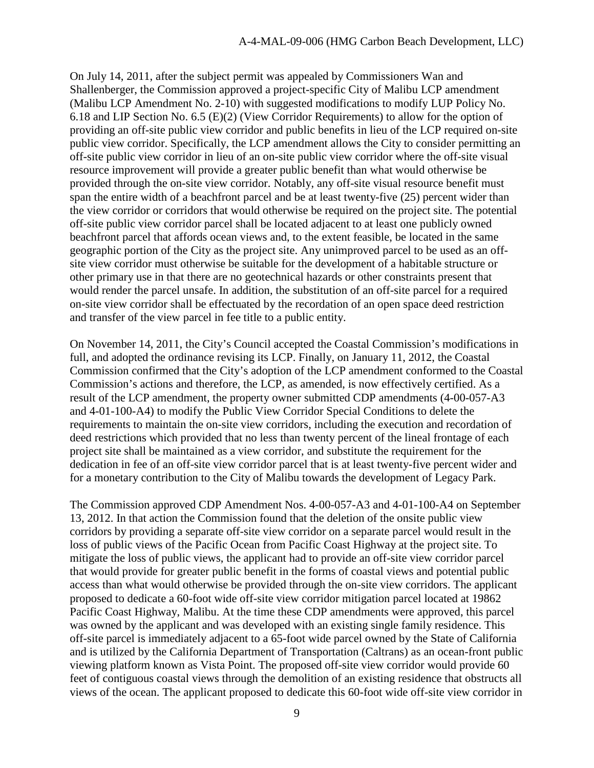On July 14, 2011, after the subject permit was appealed by Commissioners Wan and Shallenberger, the Commission approved a project-specific City of Malibu LCP amendment (Malibu LCP Amendment No. 2-10) with suggested modifications to modify LUP Policy No. 6.18 and LIP Section No. 6.5 (E)(2) (View Corridor Requirements) to allow for the option of providing an off-site public view corridor and public benefits in lieu of the LCP required on-site public view corridor. Specifically, the LCP amendment allows the City to consider permitting an off-site public view corridor in lieu of an on-site public view corridor where the off-site visual resource improvement will provide a greater public benefit than what would otherwise be provided through the on-site view corridor. Notably, any off-site visual resource benefit must span the entire width of a beachfront parcel and be at least twenty-five (25) percent wider than the view corridor or corridors that would otherwise be required on the project site. The potential off-site public view corridor parcel shall be located adjacent to at least one publicly owned beachfront parcel that affords ocean views and, to the extent feasible, be located in the same geographic portion of the City as the project site. Any unimproved parcel to be used as an off-site view corridor must otherwise be suitable for the development of a habitable structure or other primary use in that there are no geotechnical hazards or other constraints present that would render the parcel unsafe. In addition, the substitution of an off-site parcel for a required on-site view corridor shall be effectuated by the recordation of an open space deed restriction and transfer of the view parcel in fee title to a public entity.

On November 14, 2011, the City's Council accepted the Coastal Commission's modifications in full, and adopted the ordinance revising its LCP. Finally, on January 11, 2012, the Coastal Commission confirmed that the City's adoption of the LCP amendment conformed to the Coastal Commission's actions and therefore, the LCP, as amended, is now effectively certified. As a result of the LCP amendment, the property owner submitted CDP amendments (4-00-057-A3 and 4-01-100-A4) to modify the Public View Corridor Special Conditions to delete the requirements to maintain the on-site view corridors, including the execution and recordation of deed restrictions which provided that no less than twenty percent of the lineal frontage of each project site shall be maintained as a view corridor, and substitute the requirement for the dedication in fee of an off-site view corridor parcel that is at least twenty-five percent wider and for a monetary contribution to the City of Malibu towards the development of Legacy Park.

The Commission approved CDP Amendment Nos. 4-00-057-A3 and 4-01-100-A4 on September 13, 2012. In that action the Commission found that the deletion of the onsite public view corridors by providing a separate off-site view corridor on a separate parcel would result in the loss of public views of the Pacific Ocean from Pacific Coast Highway at the project site. To mitigate the loss of public views, the applicant had to provide an off-site view corridor parcel that would provide for greater public benefit in the forms of coastal views and potential public access than what would otherwise be provided through the on-site view corridors. The applicant proposed to dedicate a 60-foot wide off-site view corridor mitigation parcel located at 19862 Pacific Coast Highway, Malibu. At the time these CDP amendments were approved, this parcel was owned by the applicant and was developed with an existing single family residence. This off-site parcel is immediately adjacent to a 65-foot wide parcel owned by the State of California and is utilized by the California Department of Transportation (Caltrans) as an ocean-front public viewing platform known as Vista Point. The proposed off-site view corridor would provide 60 feet of contiguous coastal views through the demolition of an existing residence that obstructs all views of the ocean. The applicant proposed to dedicate this 60-foot wide off-site view corridor in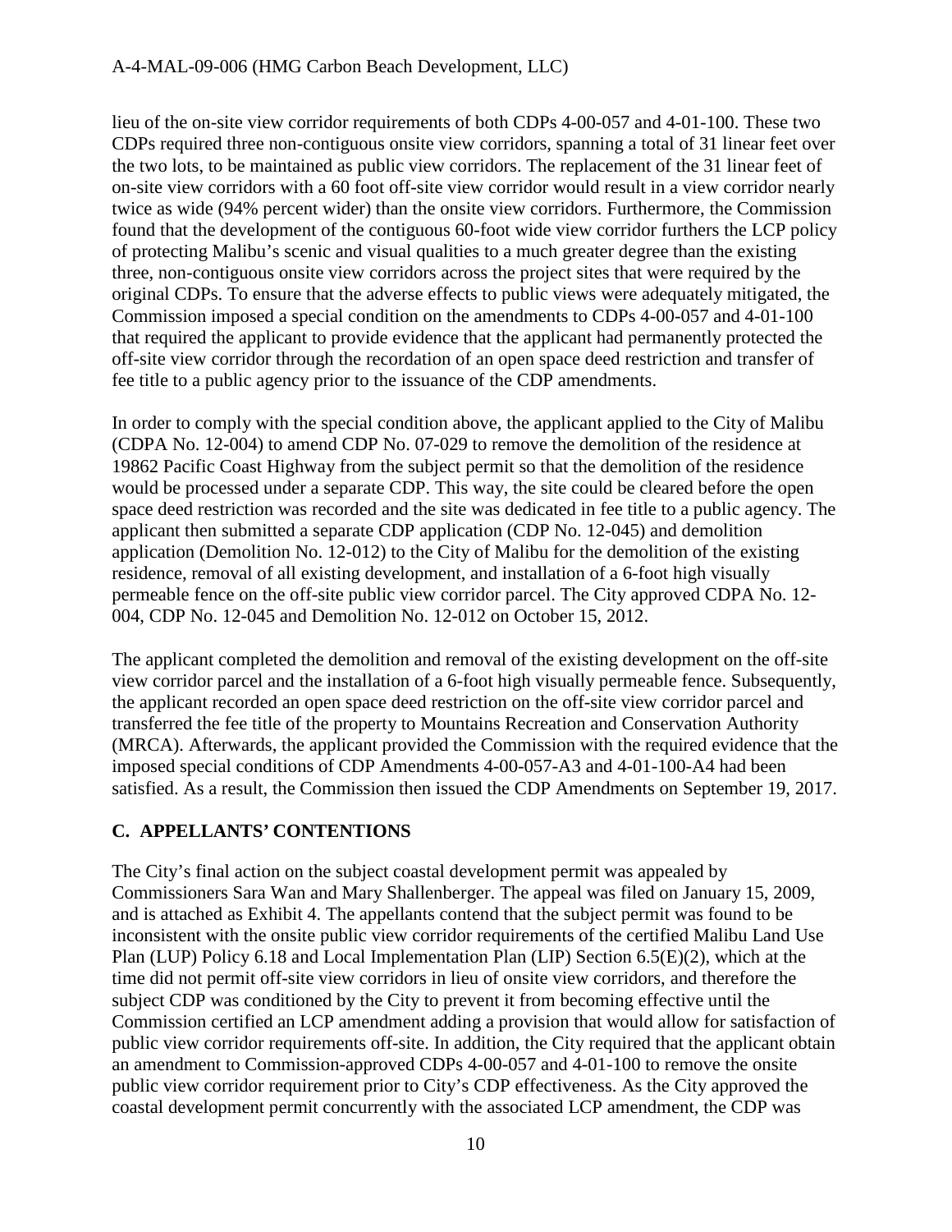lieu of the on-site view corridor requirements of both CDPs 4-00-057 and 4-01-100. These two CDPs required three non-contiguous onsite view corridors, spanning a total of 31 linear feet over the two lots, to be maintained as public view corridors. The replacement of the 31 linear feet of on-site view corridors with a 60 foot off-site view corridor would result in a view corridor nearly twice as wide (94% percent wider) than the onsite view corridors. Furthermore, the Commission found that the development of the contiguous 60-foot wide view corridor furthers the LCP policy of protecting Malibu's scenic and visual qualities to a much greater degree than the existing three, non-contiguous onsite view corridors across the project sites that were required by the original CDPs. To ensure that the adverse effects to public views were adequately mitigated, the Commission imposed a special condition on the amendments to CDPs 4-00-057 and 4-01-100 that required the applicant to provide evidence that the applicant had permanently protected the off-site view corridor through the recordation of an open space deed restriction and transfer of fee title to a public agency prior to the issuance of the CDP amendments.

In order to comply with the special condition above, the applicant applied to the City of Malibu (CDPA No. 12-004) to amend CDP No. 07-029 to remove the demolition of the residence at 19862 Pacific Coast Highway from the subject permit so that the demolition of the residence would be processed under a separate CDP. This way, the site could be cleared before the open space deed restriction was recorded and the site was dedicated in fee title to a public agency. The applicant then submitted a separate CDP application (CDP No. 12-045) and demolition application (Demolition No. 12-012) to the City of Malibu for the demolition of the existing residence, removal of all existing development, and installation of a 6-foot high visually permeable fence on the off-site public view corridor parcel. The City approved CDPA No. 12-004, CDP No. 12-045 and Demolition No. 12-012 on October 15, 2012.

The applicant completed the demolition and removal of the existing development on the off-site view corridor parcel and the installation of a 6-foot high visually permeable fence. Subsequently, the applicant recorded an open space deed restriction on the off-site view corridor parcel and transferred the fee title of the property to Mountains Recreation and Conservation Authority (MRCA). Afterwards, the applicant provided the Commission with the required evidence that the imposed special conditions of CDP Amendments 4-00-057-A3 and 4-01-100-A4 had been satisfied. As a result, the Commission then issued the CDP Amendments on September 19, 2017.

## C. APPELLANTS' CONTENTIONS

The City's final action on the subject coastal development permit was appealed by Commissioners Sara Wan and Mary Shallenberger. The appeal was filed on January 15, 2009, and is attached as Exhibit 4. The appellants contend that the subject permit was found to be inconsistent with the onsite public view corridor requirements of the certified Malibu Land Use Plan (LUP) Policy 6.18 and Local Implementation Plan (LIP) Section 6.5(E)(2), which at the time did not permit off-site view corridors in lieu of onsite view corridors, and therefore the subject CDP was conditioned by the City to prevent it from becoming effective until the Commission certified an LCP amendment adding a provision that would allow for satisfaction of public view corridor requirements off-site. In addition, the City required that the applicant obtain an amendment to Commission-approved CDPs 4-00-057 and 4-01-100 to remove the onsite public view corridor requirement prior to City's CDP effectiveness. As the City approved the coastal development permit concurrently with the associated LCP amendment, the CDP was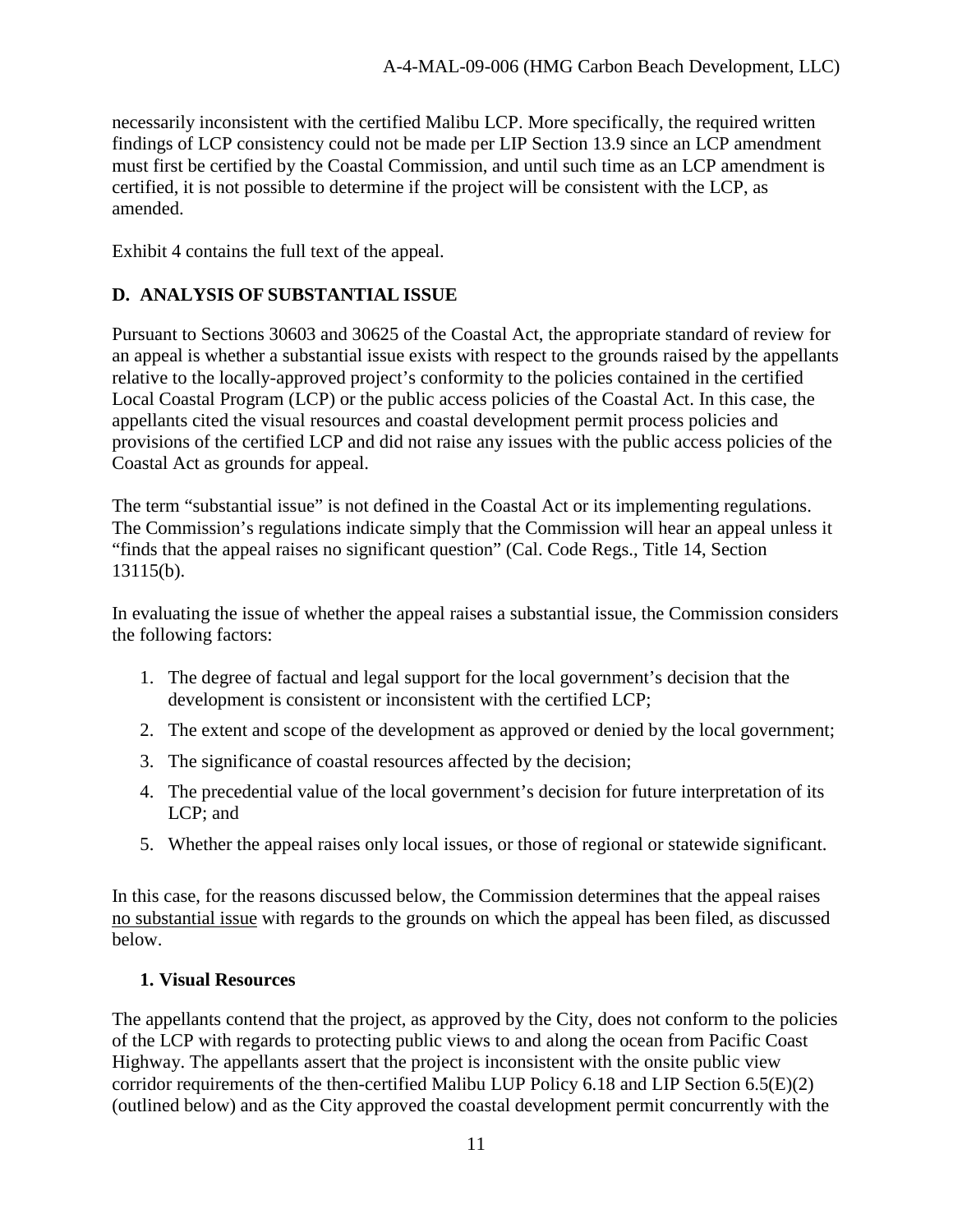necessarily inconsistent with the certified Malibu LCP. More specifically, the required written findings of LCP consistency could not be made per LIP Section 13.9 since an LCP amendment must first be certified by the Coastal Commission, and until such time as an LCP amendment is certified, it is not possible to determine if the project will be consistent with the LCP, as amended.

Exhibit 4 contains the full text of the appeal.

## D. ANALYSIS OF SUBSTANTIAL ISSUE

Pursuant to Sections 30603 and 30625 of the Coastal Act, the appropriate standard of review for an appeal is whether a substantial issue exists with respect to the grounds raised by the appellants relative to the locally-approved project's conformity to the policies contained in the certified Local Coastal Program (LCP) or the public access policies of the Coastal Act. In this case, the appellants cited the visual resources and coastal development permit process policies and provisions of the certified LCP and did not raise any issues with the public access policies of the Coastal Act as grounds for appeal.

The term "substantial issue" is not defined in the Coastal Act or its implementing regulations. The Commission's regulations indicate simply that the Commission will hear an appeal unless it "finds that the appeal raises no significant question" (Cal. Code Regs., Title 14, Section 13115(b).

In evaluating the issue of whether the appeal raises a substantial issue, the Commission considers the following factors:

1. The degree of factual and legal support for the local government's decision that the development is consistent or inconsistent with the certified LCP;
2. The extent and scope of the development as approved or denied by the local government;
3. The significance of coastal resources affected by the decision;
4. The precedential value of the local government's decision for future interpretation of its LCP; and
5. Whether the appeal raises only local issues, or those of regional or statewide significant.

In this case, for the reasons discussed below, the Commission determines that the appeal raises <u>no substantial issue</u> with regards to the grounds on which the appeal has been filed, as discussed below.

### 1. Visual Resources

The appellants contend that the project, as approved by the City, does not conform to the policies of the LCP with regards to protecting public views to and along the ocean from Pacific Coast Highway. The appellants assert that the project is inconsistent with the onsite public view corridor requirements of the then-certified Malibu LUP Policy 6.18 and LIP Section 6.5(E)(2) (outlined below) and as the City approved the coastal development permit concurrently with the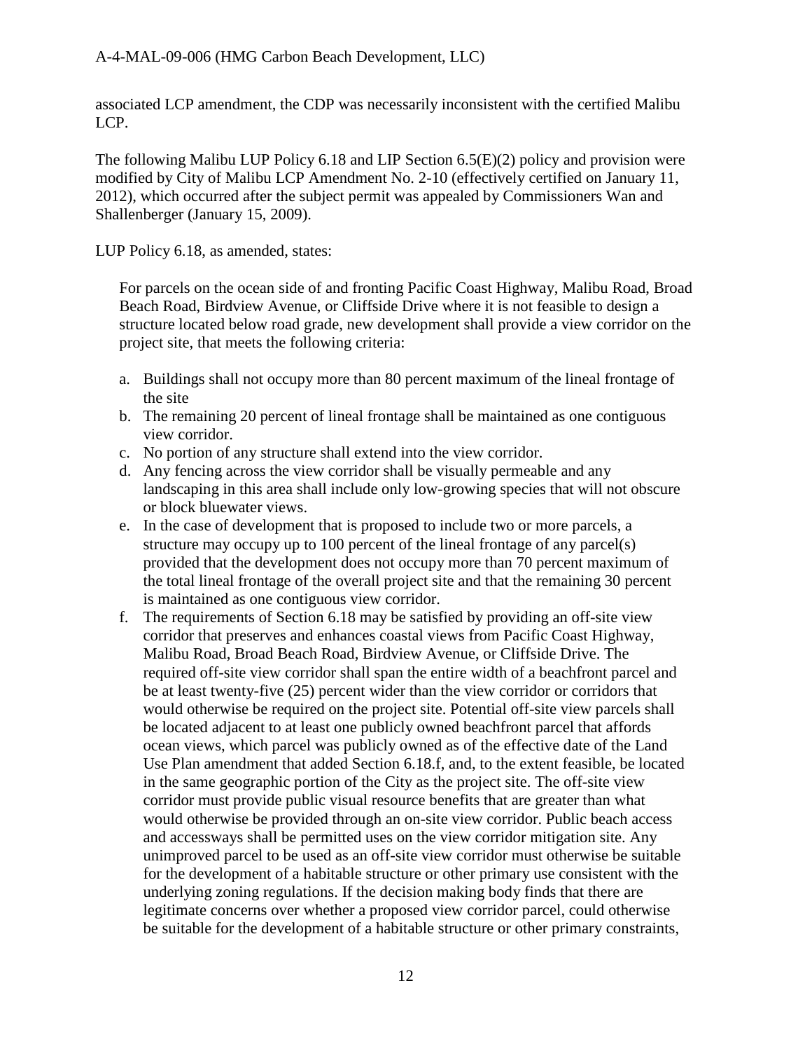associated LCP amendment, the CDP was necessarily inconsistent with the certified Malibu LCP.

The following Malibu LUP Policy 6.18 and LIP Section 6.5(E)(2) policy and provision were modified by City of Malibu LCP Amendment No. 2-10 (effectively certified on January 11, 2012), which occurred after the subject permit was appealed by Commissioners Wan and Shallenberger (January 15, 2009).

LUP Policy 6.18, as amended, states:

> For parcels on the ocean side of and fronting Pacific Coast Highway, Malibu Road, Broad Beach Road, Birdview Avenue, or Cliffside Drive where it is not feasible to design a structure located below road grade, new development shall provide a view corridor on the project site, that meets the following criteria:
>
> a. Buildings shall not occupy more than 80 percent maximum of the lineal frontage of the site
> b. The remaining 20 percent of lineal frontage shall be maintained as one contiguous view corridor.
> c. No portion of any structure shall extend into the view corridor.
> d. Any fencing across the view corridor shall be visually permeable and any landscaping in this area shall include only low-growing species that will not obscure or block bluewater views.
> e. In the case of development that is proposed to include two or more parcels, a structure may occupy up to 100 percent of the lineal frontage of any parcel(s) provided that the development does not occupy more than 70 percent maximum of the total lineal frontage of the overall project site and that the remaining 30 percent is maintained as one contiguous view corridor.
> f. The requirements of Section 6.18 may be satisfied by providing an off-site view corridor that preserves and enhances coastal views from Pacific Coast Highway, Malibu Road, Broad Beach Road, Birdview Avenue, or Cliffside Drive. The required off-site view corridor shall span the entire width of a beachfront parcel and be at least twenty-five (25) percent wider than the view corridor or corridors that would otherwise be required on the project site. Potential off-site view parcels shall be located adjacent to at least one publicly owned beachfront parcel that affords ocean views, which parcel was publicly owned as of the effective date of the Land Use Plan amendment that added Section 6.18.f, and, to the extent feasible, be located in the same geographic portion of the City as the project site. The off-site view corridor must provide public visual resource benefits that are greater than what would otherwise be provided through an on-site view corridor. Public beach access and accessways shall be permitted uses on the view corridor mitigation site. Any unimproved parcel to be used as an off-site view corridor must otherwise be suitable for the development of a habitable structure or other primary use consistent with the underlying zoning regulations. If the decision making body finds that there are legitimate concerns over whether a proposed view corridor parcel, could otherwise be suitable for the development of a habitable structure or other primary constraints,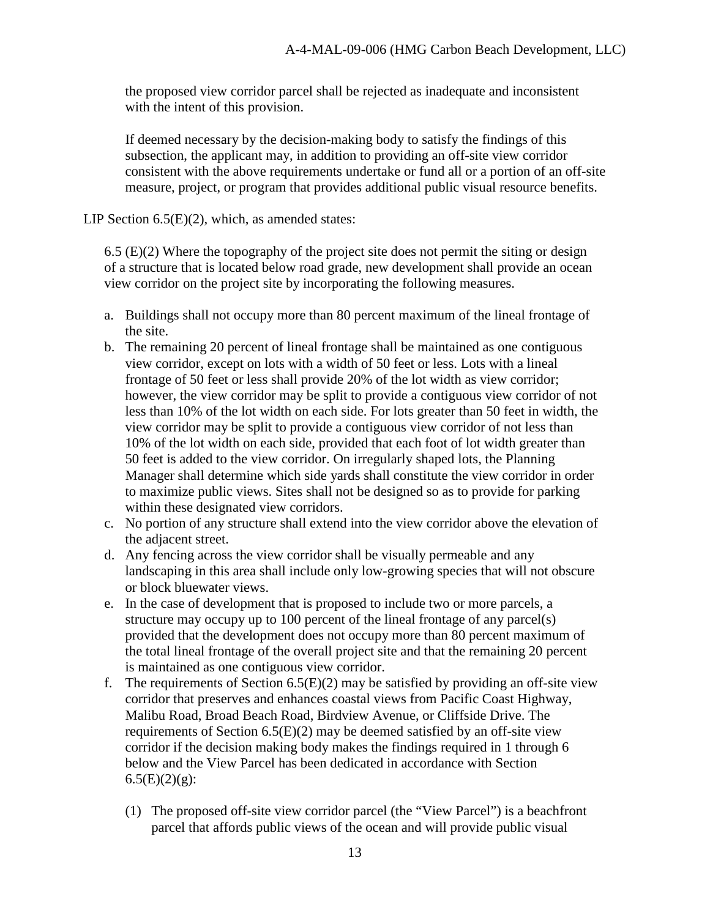the proposed view corridor parcel shall be rejected as inadequate and inconsistent with the intent of this provision.

If deemed necessary by the decision-making body to satisfy the findings of this subsection, the applicant may, in addition to providing an off-site view corridor consistent with the above requirements undertake or fund all or a portion of an off-site measure, project, or program that provides additional public visual resource benefits.

LIP Section 6.5(E)(2), which, as amended states:

6.5 (E)(2) Where the topography of the project site does not permit the siting or design of a structure that is located below road grade, new development shall provide an ocean view corridor on the project site by incorporating the following measures.

a. Buildings shall not occupy more than 80 percent maximum of the lineal frontage of the site.
b. The remaining 20 percent of lineal frontage shall be maintained as one contiguous view corridor, except on lots with a width of 50 feet or less. Lots with a lineal frontage of 50 feet or less shall provide 20% of the lot width as view corridor; however, the view corridor may be split to provide a contiguous view corridor of not less than 10% of the lot width on each side. For lots greater than 50 feet in width, the view corridor may be split to provide a contiguous view corridor of not less than 10% of the lot width on each side, provided that each foot of lot width greater than 50 feet is added to the view corridor. On irregularly shaped lots, the Planning Manager shall determine which side yards shall constitute the view corridor in order to maximize public views. Sites shall not be designed so as to provide for parking within these designated view corridors.
c. No portion of any structure shall extend into the view corridor above the elevation of the adjacent street.
d. Any fencing across the view corridor shall be visually permeable and any landscaping in this area shall include only low-growing species that will not obscure or block bluewater views.
e. In the case of development that is proposed to include two or more parcels, a structure may occupy up to 100 percent of the lineal frontage of any parcel(s) provided that the development does not occupy more than 80 percent maximum of the total lineal frontage of the overall project site and that the remaining 20 percent is maintained as one contiguous view corridor.
f. The requirements of Section 6.5(E)(2) may be satisfied by providing an off-site view corridor that preserves and enhances coastal views from Pacific Coast Highway, Malibu Road, Broad Beach Road, Birdview Avenue, or Cliffside Drive. The requirements of Section 6.5(E)(2) may be deemed satisfied by an off-site view corridor if the decision making body makes the findings required in 1 through 6 below and the View Parcel has been dedicated in accordance with Section 6.5(E)(2)(g):

    (1) The proposed off-site view corridor parcel (the "View Parcel") is a beachfront parcel that affords public views of the ocean and will provide public visual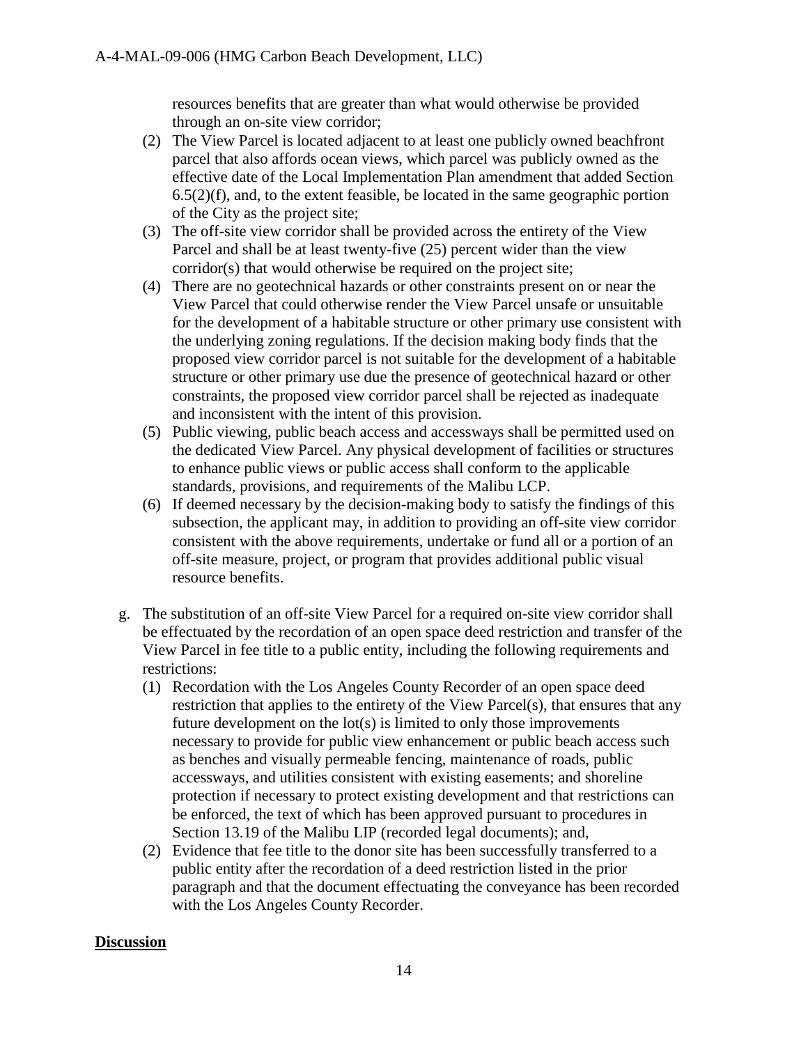resources benefits that are greater than what would otherwise be provided through an on-site view corridor;

(2) The View Parcel is located adjacent to at least one publicly owned beachfront parcel that also affords ocean views, which parcel was publicly owned as the effective date of the Local Implementation Plan amendment that added Section 6.5(2)(f), and, to the extent feasible, be located in the same geographic portion of the City as the project site;

(3) The off-site view corridor shall be provided across the entirety of the View Parcel and shall be at least twenty-five (25) percent wider than the view corridor(s) that would otherwise be required on the project site;

(4) There are no geotechnical hazards or other constraints present on or near the View Parcel that could otherwise render the View Parcel unsafe or unsuitable for the development of a habitable structure or other primary use consistent with the underlying zoning regulations. If the decision making body finds that the proposed view corridor parcel is not suitable for the development of a habitable structure or other primary use due the presence of geotechnical hazard or other constraints, the proposed view corridor parcel shall be rejected as inadequate and inconsistent with the intent of this provision.

(5) Public viewing, public beach access and accessways shall be permitted used on the dedicated View Parcel. Any physical development of facilities or structures to enhance public views or public access shall conform to the applicable standards, provisions, and requirements of the Malibu LCP.

(6) If deemed necessary by the decision-making body to satisfy the findings of this subsection, the applicant may, in addition to providing an off-site view corridor consistent with the above requirements, undertake or fund all or a portion of an off-site measure, project, or program that provides additional public visual resource benefits.

g. The substitution of an off-site View Parcel for a required on-site view corridor shall be effectuated by the recordation of an open space deed restriction and transfer of the View Parcel in fee title to a public entity, including the following requirements and restrictions:

(1) Recordation with the Los Angeles County Recorder of an open space deed restriction that applies to the entirety of the View Parcel(s), that ensures that any future development on the lot(s) is limited to only those improvements necessary to provide for public view enhancement or public beach access such as benches and visually permeable fencing, maintenance of roads, public accessways, and utilities consistent with existing easements; and shoreline protection if necessary to protect existing development and that restrictions can be enforced, the text of which has been approved pursuant to procedures in Section 13.19 of the Malibu LIP (recorded legal documents); and,

(2) Evidence that fee title to the donor site has been successfully transferred to a public entity after the recordation of a deed restriction listed in the prior paragraph and that the document effectuating the conveyance has been recorded with the Los Angeles County Recorder.

**Discussion**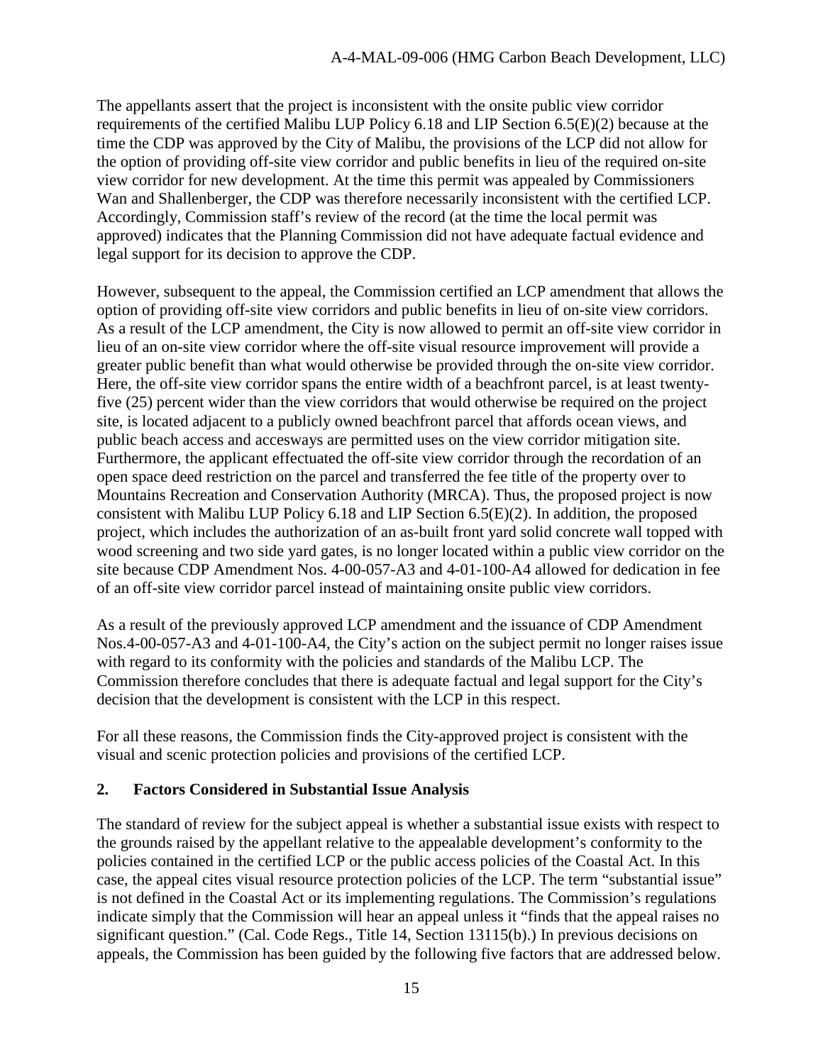The appellants assert that the project is inconsistent with the onsite public view corridor requirements of the certified Malibu LUP Policy 6.18 and LIP Section 6.5(E)(2) because at the time the CDP was approved by the City of Malibu, the provisions of the LCP did not allow for the option of providing off-site view corridor and public benefits in lieu of the required on-site view corridor for new development. At the time this permit was appealed by Commissioners Wan and Shallenberger, the CDP was therefore necessarily inconsistent with the certified LCP. Accordingly, Commission staff's review of the record (at the time the local permit was approved) indicates that the Planning Commission did not have adequate factual evidence and legal support for its decision to approve the CDP.

However, subsequent to the appeal, the Commission certified an LCP amendment that allows the option of providing off-site view corridors and public benefits in lieu of on-site view corridors. As a result of the LCP amendment, the City is now allowed to permit an off-site view corridor in lieu of an on-site view corridor where the off-site visual resource improvement will provide a greater public benefit than what would otherwise be provided through the on-site view corridor. Here, the off-site view corridor spans the entire width of a beachfront parcel, is at least twenty-five (25) percent wider than the view corridors that would otherwise be required on the project site, is located adjacent to a publicly owned beachfront parcel that affords ocean views, and public beach access and accesways are permitted uses on the view corridor mitigation site. Furthermore, the applicant effectuated the off-site view corridor through the recordation of an open space deed restriction on the parcel and transferred the fee title of the property over to Mountains Recreation and Conservation Authority (MRCA). Thus, the proposed project is now consistent with Malibu LUP Policy 6.18 and LIP Section 6.5(E)(2). In addition, the proposed project, which includes the authorization of an as-built front yard solid concrete wall topped with wood screening and two side yard gates, is no longer located within a public view corridor on the site because CDP Amendment Nos. 4-00-057-A3 and 4-01-100-A4 allowed for dedication in fee of an off-site view corridor parcel instead of maintaining onsite public view corridors.

As a result of the previously approved LCP amendment and the issuance of CDP Amendment Nos.4-00-057-A3 and 4-01-100-A4, the City's action on the subject permit no longer raises issue with regard to its conformity with the policies and standards of the Malibu LCP. The Commission therefore concludes that there is adequate factual and legal support for the City's decision that the development is consistent with the LCP in this respect.

For all these reasons, the Commission finds the City-approved project is consistent with the visual and scenic protection policies and provisions of the certified LCP.

### 2. Factors Considered in Substantial Issue Analysis

The standard of review for the subject appeal is whether a substantial issue exists with respect to the grounds raised by the appellant relative to the appealable development's conformity to the policies contained in the certified LCP or the public access policies of the Coastal Act. In this case, the appeal cites visual resource protection policies of the LCP. The term "substantial issue" is not defined in the Coastal Act or its implementing regulations. The Commission's regulations indicate simply that the Commission will hear an appeal unless it "finds that the appeal raises no significant question." (Cal. Code Regs., Title 14, Section 13115(b).) In previous decisions on appeals, the Commission has been guided by the following five factors that are addressed below.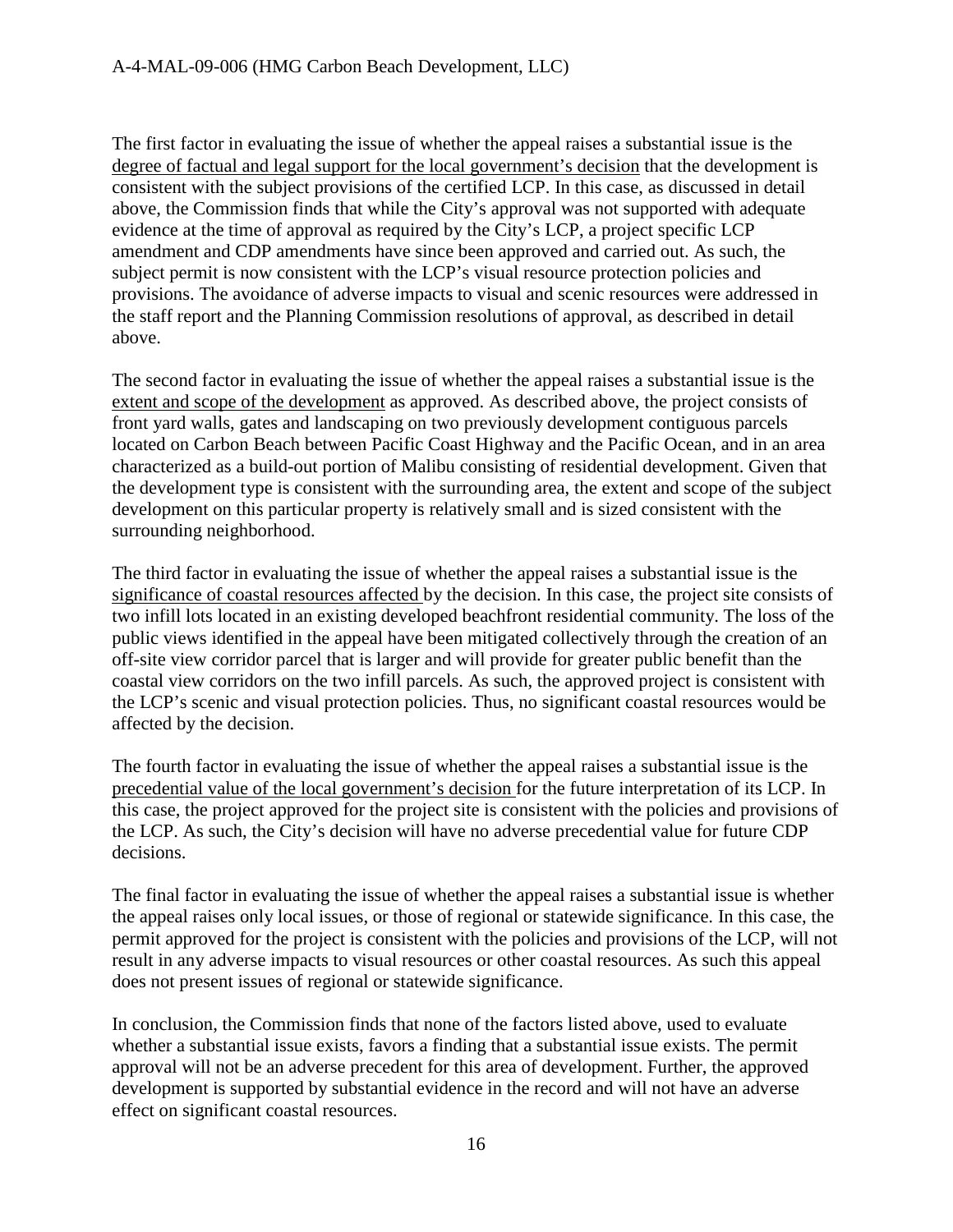The first factor in evaluating the issue of whether the appeal raises a substantial issue is the degree of factual and legal support for the local government's decision that the development is consistent with the subject provisions of the certified LCP. In this case, as discussed in detail above, the Commission finds that while the City's approval was not supported with adequate evidence at the time of approval as required by the City's LCP, a project specific LCP amendment and CDP amendments have since been approved and carried out. As such, the subject permit is now consistent with the LCP's visual resource protection policies and provisions. The avoidance of adverse impacts to visual and scenic resources were addressed in the staff report and the Planning Commission resolutions of approval, as described in detail above.

The second factor in evaluating the issue of whether the appeal raises a substantial issue is the extent and scope of the development as approved. As described above, the project consists of front yard walls, gates and landscaping on two previously development contiguous parcels located on Carbon Beach between Pacific Coast Highway and the Pacific Ocean, and in an area characterized as a build-out portion of Malibu consisting of residential development. Given that the development type is consistent with the surrounding area, the extent and scope of the subject development on this particular property is relatively small and is sized consistent with the surrounding neighborhood.

The third factor in evaluating the issue of whether the appeal raises a substantial issue is the significance of coastal resources affected by the decision. In this case, the project site consists of two infill lots located in an existing developed beachfront residential community. The loss of the public views identified in the appeal have been mitigated collectively through the creation of an off-site view corridor parcel that is larger and will provide for greater public benefit than the coastal view corridors on the two infill parcels. As such, the approved project is consistent with the LCP's scenic and visual protection policies. Thus, no significant coastal resources would be affected by the decision.

The fourth factor in evaluating the issue of whether the appeal raises a substantial issue is the precedential value of the local government's decision for the future interpretation of its LCP. In this case, the project approved for the project site is consistent with the policies and provisions of the LCP. As such, the City's decision will have no adverse precedential value for future CDP decisions.

The final factor in evaluating the issue of whether the appeal raises a substantial issue is whether the appeal raises only local issues, or those of regional or statewide significance. In this case, the permit approved for the project is consistent with the policies and provisions of the LCP, will not result in any adverse impacts to visual resources or other coastal resources. As such this appeal does not present issues of regional or statewide significance.

In conclusion, the Commission finds that none of the factors listed above, used to evaluate whether a substantial issue exists, favors a finding that a substantial issue exists. The permit approval will not be an adverse precedent for this area of development. Further, the approved development is supported by substantial evidence in the record and will not have an adverse effect on significant coastal resources.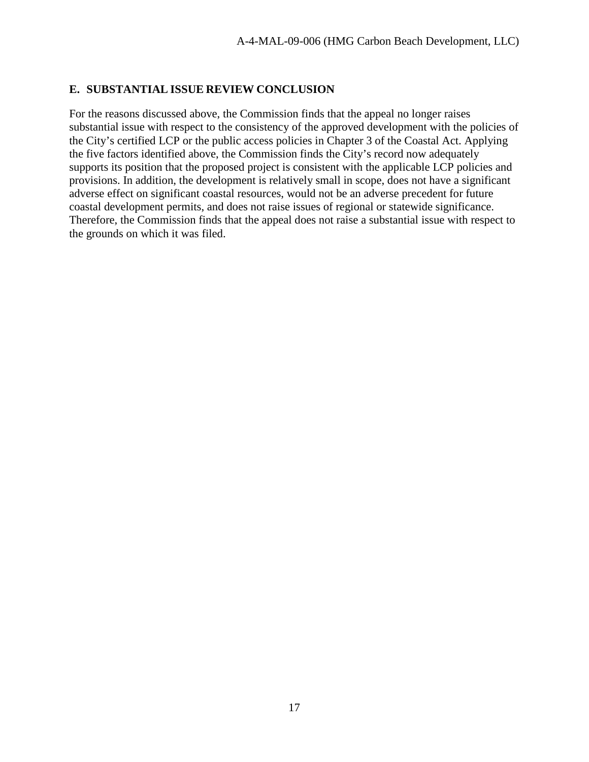### E. SUBSTANTIAL ISSUE REVIEW CONCLUSION

For the reasons discussed above, the Commission finds that the appeal no longer raises substantial issue with respect to the consistency of the approved development with the policies of the City's certified LCP or the public access policies in Chapter 3 of the Coastal Act. Applying the five factors identified above, the Commission finds the City's record now adequately supports its position that the proposed project is consistent with the applicable LCP policies and provisions. In addition, the development is relatively small in scope, does not have a significant adverse effect on significant coastal resources, would not be an adverse precedent for future coastal development permits, and does not raise issues of regional or statewide significance. Therefore, the Commission finds that the appeal does not raise a substantial issue with respect to the grounds on which it was filed.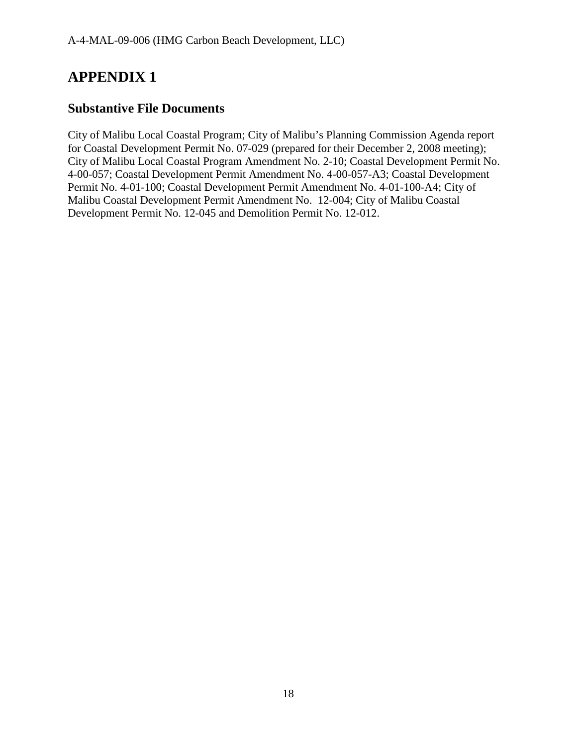# APPENDIX 1

## Substantive File Documents

City of Malibu Local Coastal Program; City of Malibu's Planning Commission Agenda report for Coastal Development Permit No. 07-029 (prepared for their December 2, 2008 meeting); City of Malibu Local Coastal Program Amendment No. 2-10; Coastal Development Permit No. 4-00-057; Coastal Development Permit Amendment No. 4-00-057-A3; Coastal Development Permit No. 4-01-100; Coastal Development Permit Amendment No. 4-01-100-A4; City of Malibu Coastal Development Permit Amendment No. 12-004; City of Malibu Coastal Development Permit No. 12-045 and Demolition Permit No. 12-012.